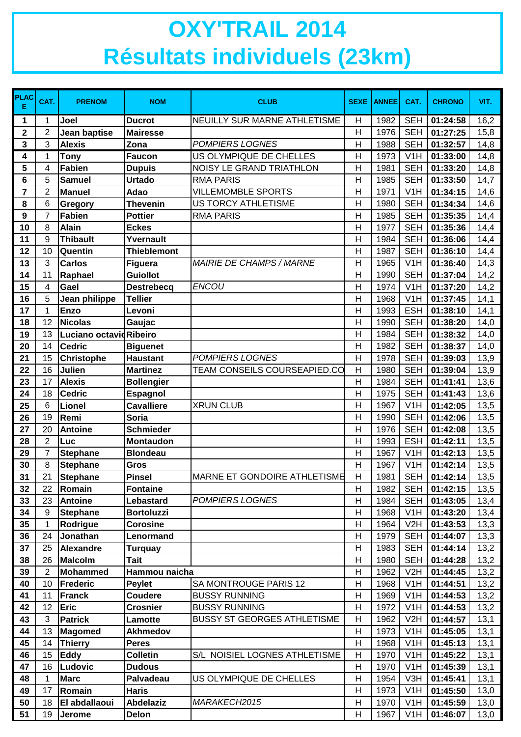# OXY'TRAIL 2014
# Résultats individuels (23km)

| PLACE | CAT. | PRENOM | NOM | CLUB | SEXE | ANNEE | CAT. | CHRONO | VIT. |
|---|---|---|---|---|---|---|---|---|---|
| 1 | 1 | Joel | Ducrot | NEUILLY SUR MARNE ATHLETISME | H | 1982 | SEH | 01:24:58 | 16,2 |
| 2 | 2 | Jean baptise | Mairesse | | H | 1976 | SEH | 01:27:25 | 15,8 |
| 3 | 3 | Alexis | Zona | *POMPIERS LOGNES* | H | 1988 | SEH | 01:32:57 | 14,8 |
| 4 | 1 | Tony | Faucon | US OLYMPIQUE DE CHELLES | H | 1973 | V1H | 01:33:00 | 14,8 |
| 5 | 4 | Fabien | Dupuis | NOISY LE GRAND TRIATHLON | H | 1981 | SEH | 01:33:20 | 14,8 |
| 6 | 5 | Samuel | Urtado | RMA PARIS | H | 1985 | SEH | 01:33:50 | 14,7 |
| 7 | 2 | Manuel | Adao | VILLEMOMBLE SPORTS | H | 1971 | V1H | 01:34:15 | 14,6 |
| 8 | 6 | Gregory | Thevenin | US TORCY ATHLETISME | H | 1980 | SEH | 01:34:34 | 14,6 |
| 9 | 7 | Fabien | Pottier | RMA PARIS | H | 1985 | SEH | 01:35:35 | 14,4 |
| 10 | 8 | Alain | Eckes | | H | 1977 | SEH | 01:35:36 | 14,4 |
| 11 | 9 | Thibault | Yvernault | | H | 1984 | SEH | 01:36:06 | 14,4 |
| 12 | 10 | Quentin | Thieblemont | | H | 1987 | SEH | 01:36:10 | 14,4 |
| 13 | 3 | Carlos | Figuera | *MAIRIE DE CHAMPS / MARNE* | H | 1965 | V1H | 01:36:40 | 14,3 |
| 14 | 11 | Raphael | Guiollot | | H | 1990 | SEH | 01:37:04 | 14,2 |
| 15 | 4 | Gael | Destrebecq | *ENCOU* | H | 1974 | V1H | 01:37:20 | 14,2 |
| 16 | 5 | Jean philippe | Tellier | | H | 1968 | V1H | 01:37:45 | 14,1 |
| 17 | 1 | Enzo | Levoni | | H | 1993 | ESH | 01:38:10 | 14,1 |
| 18 | 12 | Nicolas | Gaujac | | H | 1990 | SEH | 01:38:20 | 14,0 |
| 19 | 13 | Luciano octavio | Ribeiro | | H | 1984 | SEH | 01:38:32 | 14,0 |
| 20 | 14 | Cedric | Biguenet | | H | 1982 | SEH | 01:38:37 | 14,0 |
| 21 | 15 | Christophe | Haustant | *POMPIERS LOGNES* | H | 1978 | SEH | 01:39:03 | 13,9 |
| 22 | 16 | Julien | Martinez | TEAM CONSEILS COURSEAPIED.CO | H | 1980 | SEH | 01:39:04 | 13,9 |
| 23 | 17 | Alexis | Bollengier | | H | 1984 | SEH | 01:41:41 | 13,6 |
| 24 | 18 | Cedric | Espagnol | | H | 1975 | SEH | 01:41:43 | 13,6 |
| 25 | 6 | Lionel | Cavalliere | XRUN CLUB | H | 1967 | V1H | 01:42:05 | 13,5 |
| 26 | 19 | Remi | Soria | | H | 1990 | SEH | 01:42:06 | 13,5 |
| 27 | 20 | Antoine | Schmieder | | H | 1976 | SEH | 01:42:08 | 13,5 |
| 28 | 2 | Luc | Montaudon | | H | 1993 | ESH | 01:42:11 | 13,5 |
| 29 | 7 | Stephane | Blondeau | | H | 1967 | V1H | 01:42:13 | 13,5 |
| 30 | 8 | Stephane | Gros | | H | 1967 | V1H | 01:42:14 | 13,5 |
| 31 | 21 | Stephane | Pinsel | MARNE ET GONDOIRE ATHLETISME | H | 1981 | SEH | 01:42:14 | 13,5 |
| 32 | 22 | Romain | Fontaine | | H | 1982 | SEH | 01:42:15 | 13,5 |
| 33 | 23 | Antoine | Lebastard | *POMPIERS LOGNES* | H | 1984 | SEH | 01:43:05 | 13,4 |
| 34 | 9 | Stephane | Bortoluzzi | | H | 1968 | V1H | 01:43:20 | 13,4 |
| 35 | 1 | Rodrigue | Corosine | | H | 1964 | V2H | 01:43:53 | 13,3 |
| 36 | 24 | Jonathan | Lenormand | | H | 1979 | SEH | 01:44:07 | 13,3 |
| 37 | 25 | Alexandre | Turquay | | H | 1983 | SEH | 01:44:14 | 13,2 |
| 38 | 26 | Malcolm | Tait | | H | 1980 | SEH | 01:44:28 | 13,2 |
| 39 | 2 | Mohammed | Hammou naicha | | H | 1962 | V2H | 01:44:45 | 13,2 |
| 40 | 10 | Frederic | Peylet | SA MONTROUGE PARIS 12 | H | 1968 | V1H | 01:44:51 | 13,2 |
| 41 | 11 | Franck | Coudere | BUSSY RUNNING | H | 1969 | V1H | 01:44:53 | 13,2 |
| 42 | 12 | Eric | Crosnier | BUSSY RUNNING | H | 1972 | V1H | 01:44:53 | 13,2 |
| 43 | 3 | Patrick | Lamotte | BUSSY ST GEORGES ATHLETISME | H | 1962 | V2H | 01:44:57 | 13,1 |
| 44 | 13 | Magomed | Akhmedov | | H | 1973 | V1H | 01:45:05 | 13,1 |
| 45 | 14 | Thierry | Peres | | H | 1968 | V1H | 01:45:13 | 13,1 |
| 46 | 15 | Eddy | Colletin | S/L NOISIEL LOGNES ATHLETISME | H | 1970 | V1H | 01:45:22 | 13,1 |
| 47 | 16 | Ludovic | Dudous | | H | 1970 | V1H | 01:45:39 | 13,1 |
| 48 | 1 | Marc | Palvadeau | US OLYMPIQUE DE CHELLES | H | 1954 | V3H | 01:45:41 | 13,1 |
| 49 | 17 | Romain | Haris | | H | 1973 | V1H | 01:45:50 | 13,0 |
| 50 | 18 | El abdallaoui | Abdelaziz | *MARAKECH2015* | H | 1970 | V1H | 01:45:59 | 13,0 |
| 51 | 19 | Jerome | Delon | | H | 1967 | V1H | 01:46:07 | 13,0 |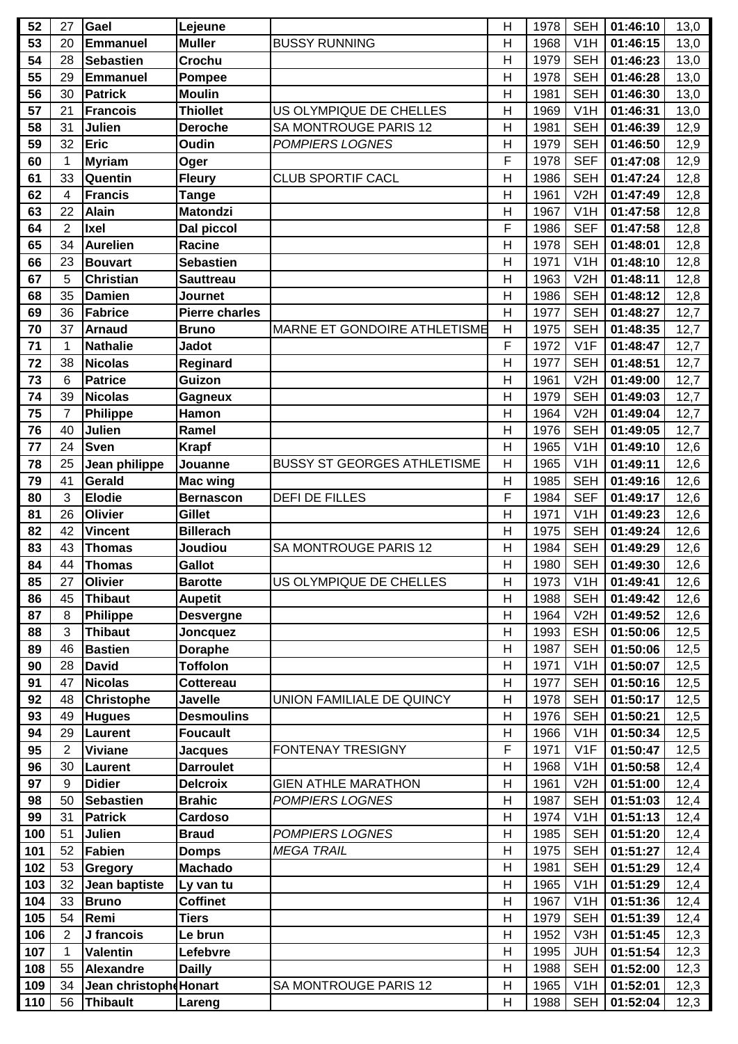| 52 | 27 | Gael | Lejeune | | H | 1978 | SEH | 01:46:10 | 13,0 |
|---|---|---|---|---|---|---|---|---|---|
| 53 | 20 | Emmanuel | Muller | BUSSY RUNNING | H | 1968 | V1H | 01:46:15 | 13,0 |
| 54 | 28 | Sebastien | Crochu | | H | 1979 | SEH | 01:46:23 | 13,0 |
| 55 | 29 | Emmanuel | Pompee | | H | 1978 | SEH | 01:46:28 | 13,0 |
| 56 | 30 | Patrick | Moulin | | H | 1981 | SEH | 01:46:30 | 13,0 |
| 57 | 21 | Francois | Thiollet | US OLYMPIQUE DE CHELLES | H | 1969 | V1H | 01:46:31 | 13,0 |
| 58 | 31 | Julien | Deroche | SA MONTROUGE PARIS 12 | H | 1981 | SEH | 01:46:39 | 12,9 |
| 59 | 32 | Eric | Oudin | *POMPIERS LOGNES* | H | 1979 | SEH | 01:46:50 | 12,9 |
| 60 | 1 | Myriam | Oger | | F | 1978 | SEF | 01:47:08 | 12,9 |
| 61 | 33 | Quentin | Fleury | CLUB SPORTIF CACL | H | 1986 | SEH | 01:47:24 | 12,8 |
| 62 | 4 | Francis | Tange | | H | 1961 | V2H | 01:47:49 | 12,8 |
| 63 | 22 | Alain | Matondzi | | H | 1967 | V1H | 01:47:58 | 12,8 |
| 64 | 2 | Ixel | Dal piccol | | F | 1986 | SEF | 01:47:58 | 12,8 |
| 65 | 34 | Aurelien | Racine | | H | 1978 | SEH | 01:48:01 | 12,8 |
| 66 | 23 | Bouvart | Sebastien | | H | 1971 | V1H | 01:48:10 | 12,8 |
| 67 | 5 | Christian | Sauttreau | | H | 1963 | V2H | 01:48:11 | 12,8 |
| 68 | 35 | Damien | Journet | | H | 1986 | SEH | 01:48:12 | 12,8 |
| 69 | 36 | Fabrice | Pierre charles | | H | 1977 | SEH | 01:48:27 | 12,7 |
| 70 | 37 | Arnaud | Bruno | MARNE ET GONDOIRE ATHLETISME | H | 1975 | SEH | 01:48:35 | 12,7 |
| 71 | 1 | Nathalie | Jadot | | F | 1972 | V1F | 01:48:47 | 12,7 |
| 72 | 38 | Nicolas | Reginard | | H | 1977 | SEH | 01:48:51 | 12,7 |
| 73 | 6 | Patrice | Guizon | | H | 1961 | V2H | 01:49:00 | 12,7 |
| 74 | 39 | Nicolas | Gagneux | | H | 1979 | SEH | 01:49:03 | 12,7 |
| 75 | 7 | Philippe | Hamon | | H | 1964 | V2H | 01:49:04 | 12,7 |
| 76 | 40 | Julien | Ramel | | H | 1976 | SEH | 01:49:05 | 12,7 |
| 77 | 24 | Sven | Krapf | | H | 1965 | V1H | 01:49:10 | 12,6 |
| 78 | 25 | Jean philippe | Jouanne | BUSSY ST GEORGES ATHLETISME | H | 1965 | V1H | 01:49:11 | 12,6 |
| 79 | 41 | Gerald | Mac wing | | H | 1985 | SEH | 01:49:16 | 12,6 |
| 80 | 3 | Elodie | Bernascon | DEFI DE FILLES | F | 1984 | SEF | 01:49:17 | 12,6 |
| 81 | 26 | Olivier | Gillet | | H | 1971 | V1H | 01:49:23 | 12,6 |
| 82 | 42 | Vincent | Billerach | | H | 1975 | SEH | 01:49:24 | 12,6 |
| 83 | 43 | Thomas | Joudiou | SA MONTROUGE PARIS 12 | H | 1984 | SEH | 01:49:29 | 12,6 |
| 84 | 44 | Thomas | Gallot | | H | 1980 | SEH | 01:49:30 | 12,6 |
| 85 | 27 | Olivier | Barotte | US OLYMPIQUE DE CHELLES | H | 1973 | V1H | 01:49:41 | 12,6 |
| 86 | 45 | Thibaut | Aupetit | | H | 1988 | SEH | 01:49:42 | 12,6 |
| 87 | 8 | Philippe | Desvergne | | H | 1964 | V2H | 01:49:52 | 12,6 |
| 88 | 3 | Thibaut | Joncquez | | H | 1993 | ESH | 01:50:06 | 12,5 |
| 89 | 46 | Bastien | Doraphe | | H | 1987 | SEH | 01:50:06 | 12,5 |
| 90 | 28 | David | Toffolon | | H | 1971 | V1H | 01:50:07 | 12,5 |
| 91 | 47 | Nicolas | Cottereau | | H | 1977 | SEH | 01:50:16 | 12,5 |
| 92 | 48 | Christophe | Javelle | UNION FAMILIALE DE QUINCY | H | 1978 | SEH | 01:50:17 | 12,5 |
| 93 | 49 | Hugues | Desmoulins | | H | 1976 | SEH | 01:50:21 | 12,5 |
| 94 | 29 | Laurent | Foucault | | H | 1966 | V1H | 01:50:34 | 12,5 |
| 95 | 2 | Viviane | Jacques | FONTENAY TRESIGNY | F | 1971 | V1F | 01:50:47 | 12,5 |
| 96 | 30 | Laurent | Darroulet | | H | 1968 | V1H | 01:50:58 | 12,4 |
| 97 | 9 | Didier | Delcroix | GIEN ATHLE MARATHON | H | 1961 | V2H | 01:51:00 | 12,4 |
| 98 | 50 | Sebastien | Brahic | *POMPIERS LOGNES* | H | 1987 | SEH | 01:51:03 | 12,4 |
| 99 | 31 | Patrick | Cardoso | | H | 1974 | V1H | 01:51:13 | 12,4 |
| 100 | 51 | Julien | Braud | *POMPIERS LOGNES* | H | 1985 | SEH | 01:51:20 | 12,4 |
| 101 | 52 | Fabien | Domps | *MEGA TRAIL* | H | 1975 | SEH | 01:51:27 | 12,4 |
| 102 | 53 | Gregory | Machado | | H | 1981 | SEH | 01:51:29 | 12,4 |
| 103 | 32 | Jean baptiste | Ly van tu | | H | 1965 | V1H | 01:51:29 | 12,4 |
| 104 | 33 | Bruno | Coffinet | | H | 1967 | V1H | 01:51:36 | 12,4 |
| 105 | 54 | Remi | Tiers | | H | 1979 | SEH | 01:51:39 | 12,4 |
| 106 | 2 | J francois | Le brun | | H | 1952 | V3H | 01:51:45 | 12,3 |
| 107 | 1 | Valentin | Lefebvre | | H | 1995 | JUH | 01:51:54 | 12,3 |
| 108 | 55 | Alexandre | Dailly | | H | 1988 | SEH | 01:52:00 | 12,3 |
| 109 | 34 | Jean christophe | Honart | SA MONTROUGE PARIS 12 | H | 1965 | V1H | 01:52:01 | 12,3 |
| 110 | 56 | Thibault | Lareng | | H | 1988 | SEH | 01:52:04 | 12,3 |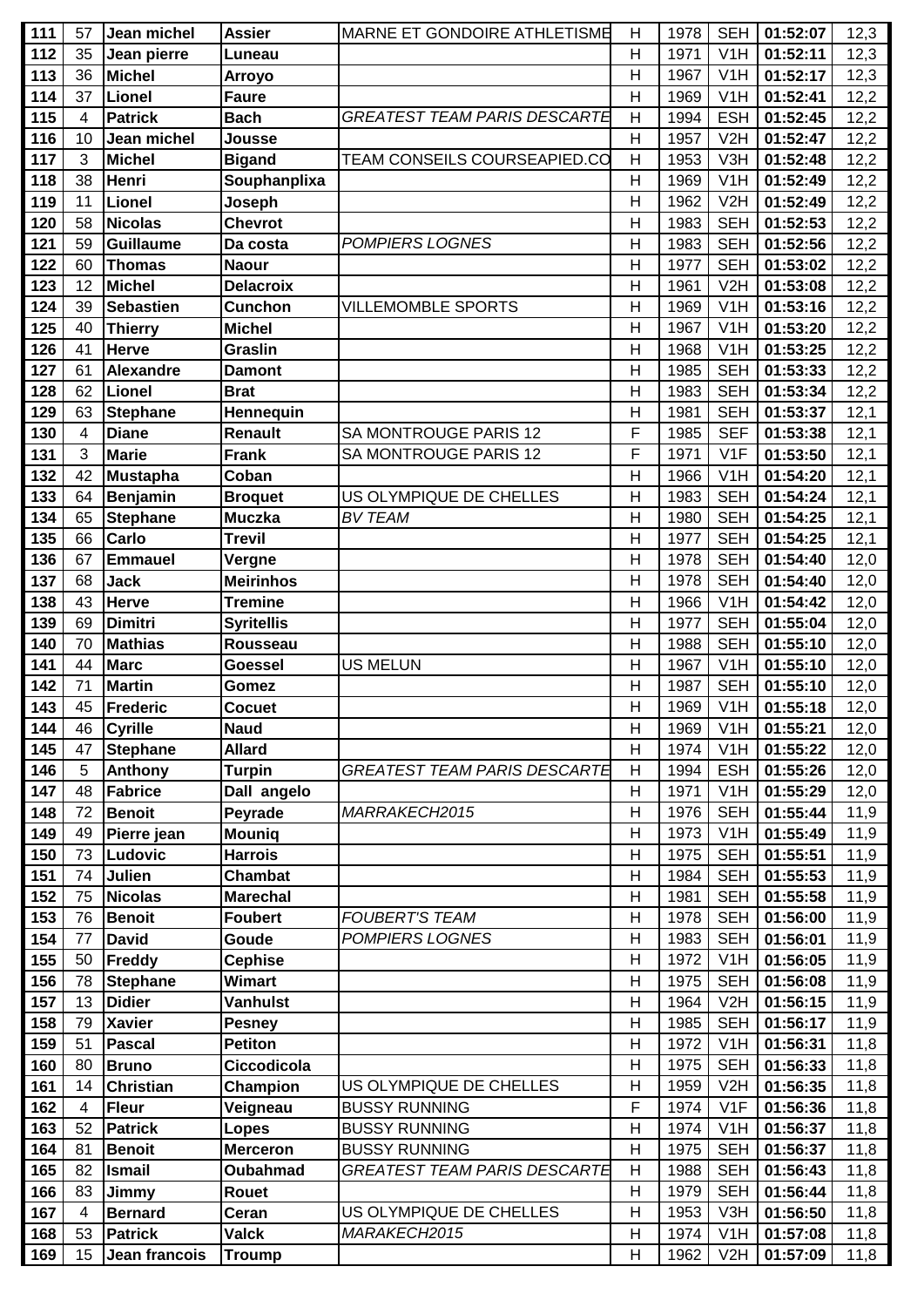| 111 | 57 | Jean michel | Assier | MARNE ET GONDOIRE ATHLETISME | H | 1978 | SEH | 01:52:07 | 12,3 |
|---|---|---|---|---|---|---|---|---|---|
| 112 | 35 | Jean pierre | Luneau | | H | 1971 | V1H | 01:52:11 | 12,3 |
| 113 | 36 | Michel | Arroyo | | H | 1967 | V1H | 01:52:17 | 12,3 |
| 114 | 37 | Lionel | Faure | | H | 1969 | V1H | 01:52:41 | 12,2 |
| 115 | 4 | Patrick | Bach | *GREATEST TEAM PARIS DESCARTE* | H | 1994 | ESH | 01:52:45 | 12,2 |
| 116 | 10 | Jean michel | Jousse | | H | 1957 | V2H | 01:52:47 | 12,2 |
| 117 | 3 | Michel | Bigand | TEAM CONSEILS COURSEAPIED.CO | H | 1953 | V3H | 01:52:48 | 12,2 |
| 118 | 38 | Henri | Souphanplixa | | H | 1969 | V1H | 01:52:49 | 12,2 |
| 119 | 11 | Lionel | Joseph | | H | 1962 | V2H | 01:52:49 | 12,2 |
| 120 | 58 | Nicolas | Chevrot | | H | 1983 | SEH | 01:52:53 | 12,2 |
| 121 | 59 | Guillaume | Da costa | *POMPIERS LOGNES* | H | 1983 | SEH | 01:52:56 | 12,2 |
| 122 | 60 | Thomas | Naour | | H | 1977 | SEH | 01:53:02 | 12,2 |
| 123 | 12 | Michel | Delacroix | | H | 1961 | V2H | 01:53:08 | 12,2 |
| 124 | 39 | Sebastien | Cunchon | VILLEMOMBLE SPORTS | H | 1969 | V1H | 01:53:16 | 12,2 |
| 125 | 40 | Thierry | Michel | | H | 1967 | V1H | 01:53:20 | 12,2 |
| 126 | 41 | Herve | Graslin | | H | 1968 | V1H | 01:53:25 | 12,2 |
| 127 | 61 | Alexandre | Damont | | H | 1985 | SEH | 01:53:33 | 12,2 |
| 128 | 62 | Lionel | Brat | | H | 1983 | SEH | 01:53:34 | 12,2 |
| 129 | 63 | Stephane | Hennequin | | H | 1981 | SEH | 01:53:37 | 12,1 |
| 130 | 4 | Diane | Renault | SA MONTROUGE PARIS 12 | F | 1985 | SEF | 01:53:38 | 12,1 |
| 131 | 3 | Marie | Frank | SA MONTROUGE PARIS 12 | F | 1971 | V1F | 01:53:50 | 12,1 |
| 132 | 42 | Mustapha | Coban | | H | 1966 | V1H | 01:54:20 | 12,1 |
| 133 | 64 | Benjamin | Broquet | US OLYMPIQUE DE CHELLES | H | 1983 | SEH | 01:54:24 | 12,1 |
| 134 | 65 | Stephane | Muczka | *BV TEAM* | H | 1980 | SEH | 01:54:25 | 12,1 |
| 135 | 66 | Carlo | Trevil | | H | 1977 | SEH | 01:54:25 | 12,1 |
| 136 | 67 | Emmauel | Vergne | | H | 1978 | SEH | 01:54:40 | 12,0 |
| 137 | 68 | Jack | Meirinhos | | H | 1978 | SEH | 01:54:40 | 12,0 |
| 138 | 43 | Herve | Tremine | | H | 1966 | V1H | 01:54:42 | 12,0 |
| 139 | 69 | Dimitri | Syritellis | | H | 1977 | SEH | 01:55:04 | 12,0 |
| 140 | 70 | Mathias | Rousseau | | H | 1988 | SEH | 01:55:10 | 12,0 |
| 141 | 44 | Marc | Goessel | US MELUN | H | 1967 | V1H | 01:55:10 | 12,0 |
| 142 | 71 | Martin | Gomez | | H | 1987 | SEH | 01:55:10 | 12,0 |
| 143 | 45 | Frederic | Cocuet | | H | 1969 | V1H | 01:55:18 | 12,0 |
| 144 | 46 | Cyrille | Naud | | H | 1969 | V1H | 01:55:21 | 12,0 |
| 145 | 47 | Stephane | Allard | | H | 1974 | V1H | 01:55:22 | 12,0 |
| 146 | 5 | Anthony | Turpin | *GREATEST TEAM PARIS DESCARTE* | H | 1994 | ESH | 01:55:26 | 12,0 |
| 147 | 48 | Fabrice | Dall angelo | | H | 1971 | V1H | 01:55:29 | 12,0 |
| 148 | 72 | Benoit | Peyrade | *MARRAKECH2015* | H | 1976 | SEH | 01:55:44 | 11,9 |
| 149 | 49 | Pierre jean | Mouniq | | H | 1973 | V1H | 01:55:49 | 11,9 |
| 150 | 73 | Ludovic | Harrois | | H | 1975 | SEH | 01:55:51 | 11,9 |
| 151 | 74 | Julien | Chambat | | H | 1984 | SEH | 01:55:53 | 11,9 |
| 152 | 75 | Nicolas | Marechal | | H | 1981 | SEH | 01:55:58 | 11,9 |
| 153 | 76 | Benoit | Foubert | *FOUBERT'S TEAM* | H | 1978 | SEH | 01:56:00 | 11,9 |
| 154 | 77 | David | Goude | *POMPIERS LOGNES* | H | 1983 | SEH | 01:56:01 | 11,9 |
| 155 | 50 | Freddy | Cephise | | H | 1972 | V1H | 01:56:05 | 11,9 |
| 156 | 78 | Stephane | Wimart | | H | 1975 | SEH | 01:56:08 | 11,9 |
| 157 | 13 | Didier | Vanhulst | | H | 1964 | V2H | 01:56:15 | 11,9 |
| 158 | 79 | Xavier | Pesney | | H | 1985 | SEH | 01:56:17 | 11,9 |
| 159 | 51 | Pascal | Petiton | | H | 1972 | V1H | 01:56:31 | 11,8 |
| 160 | 80 | Bruno | Ciccodicola | | H | 1975 | SEH | 01:56:33 | 11,8 |
| 161 | 14 | Christian | Champion | US OLYMPIQUE DE CHELLES | H | 1959 | V2H | 01:56:35 | 11,8 |
| 162 | 4 | Fleur | Veigneau | BUSSY RUNNING | F | 1974 | V1F | 01:56:36 | 11,8 |
| 163 | 52 | Patrick | Lopes | BUSSY RUNNING | H | 1974 | V1H | 01:56:37 | 11,8 |
| 164 | 81 | Benoit | Merceron | BUSSY RUNNING | H | 1975 | SEH | 01:56:37 | 11,8 |
| 165 | 82 | Ismail | Oubahmad | *GREATEST TEAM PARIS DESCARTE* | H | 1988 | SEH | 01:56:43 | 11,8 |
| 166 | 83 | Jimmy | Rouet | | H | 1979 | SEH | 01:56:44 | 11,8 |
| 167 | 4 | Bernard | Ceran | US OLYMPIQUE DE CHELLES | H | 1953 | V3H | 01:56:50 | 11,8 |
| 168 | 53 | Patrick | Valck | *MARAKECH2015* | H | 1974 | V1H | 01:57:08 | 11,8 |
| 169 | 15 | Jean francois | Troump | | H | 1962 | V2H | 01:57:09 | 11,8 |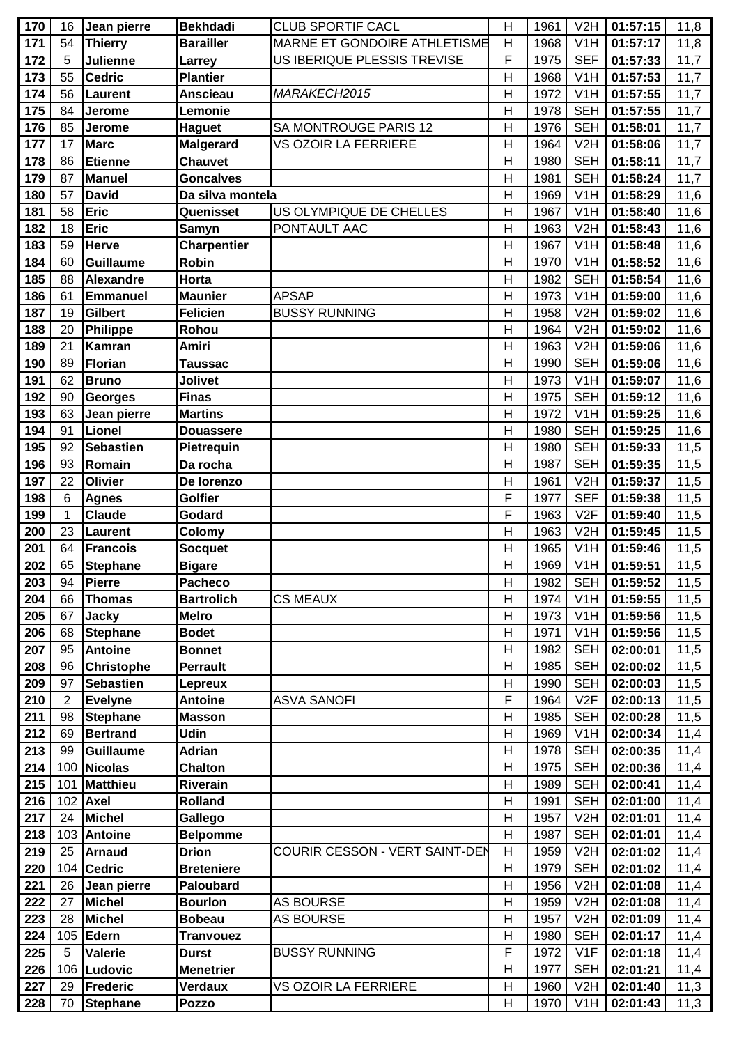| 170 | 16 | Jean pierre | Bekhdadi | CLUB SPORTIF CACL | H | 1961 | V2H | 01:57:15 | 11,8 |
|---|---|---|---|---|---|---|---|---|---|
| 171 | 54 | Thierry | Barailler | MARNE ET GONDOIRE ATHLETISME | H | 1968 | V1H | 01:57:17 | 11,8 |
| 172 | 5 | Julienne | Larrey | US IBERIQUE PLESSIS TREVISE | F | 1975 | SEF | 01:57:33 | 11,7 |
| 173 | 55 | Cedric | Plantier | | H | 1968 | V1H | 01:57:53 | 11,7 |
| 174 | 56 | Laurent | Anscieau | *MARAKECH2015* | H | 1972 | V1H | 01:57:55 | 11,7 |
| 175 | 84 | Jerome | Lemonie | | H | 1978 | SEH | 01:57:55 | 11,7 |
| 176 | 85 | Jerome | Haguet | SA MONTROUGE PARIS 12 | H | 1976 | SEH | 01:58:01 | 11,7 |
| 177 | 17 | Marc | Malgerard | VS OZOIR LA FERRIERE | H | 1964 | V2H | 01:58:06 | 11,7 |
| 178 | 86 | Etienne | Chauvet | | H | 1980 | SEH | 01:58:11 | 11,7 |
| 179 | 87 | Manuel | Goncalves | | H | 1981 | SEH | 01:58:24 | 11,7 |
| 180 | 57 | David | Da silva montela | | H | 1969 | V1H | 01:58:29 | 11,6 |
| 181 | 58 | Eric | Quenisset | US OLYMPIQUE DE CHELLES | H | 1967 | V1H | 01:58:40 | 11,6 |
| 182 | 18 | Eric | Samyn | PONTAULT AAC | H | 1963 | V2H | 01:58:43 | 11,6 |
| 183 | 59 | Herve | Charpentier | | H | 1967 | V1H | 01:58:48 | 11,6 |
| 184 | 60 | Guillaume | Robin | | H | 1970 | V1H | 01:58:52 | 11,6 |
| 185 | 88 | Alexandre | Horta | | H | 1982 | SEH | 01:58:54 | 11,6 |
| 186 | 61 | Emmanuel | Maunier | APSAP | H | 1973 | V1H | 01:59:00 | 11,6 |
| 187 | 19 | Gilbert | Felicien | BUSSY RUNNING | H | 1958 | V2H | 01:59:02 | 11,6 |
| 188 | 20 | Philippe | Rohou | | H | 1964 | V2H | 01:59:02 | 11,6 |
| 189 | 21 | Kamran | Amiri | | H | 1963 | V2H | 01:59:06 | 11,6 |
| 190 | 89 | Florian | Taussac | | H | 1990 | SEH | 01:59:06 | 11,6 |
| 191 | 62 | Bruno | Jolivet | | H | 1973 | V1H | 01:59:07 | 11,6 |
| 192 | 90 | Georges | Finas | | H | 1975 | SEH | 01:59:12 | 11,6 |
| 193 | 63 | Jean pierre | Martins | | H | 1972 | V1H | 01:59:25 | 11,6 |
| 194 | 91 | Lionel | Douassere | | H | 1980 | SEH | 01:59:25 | 11,6 |
| 195 | 92 | Sebastien | Pietrequin | | H | 1980 | SEH | 01:59:33 | 11,5 |
| 196 | 93 | Romain | Da rocha | | H | 1987 | SEH | 01:59:35 | 11,5 |
| 197 | 22 | Olivier | De lorenzo | | H | 1961 | V2H | 01:59:37 | 11,5 |
| 198 | 6 | Agnes | Golfier | | F | 1977 | SEF | 01:59:38 | 11,5 |
| 199 | 1 | Claude | Godard | | F | 1963 | V2F | 01:59:40 | 11,5 |
| 200 | 23 | Laurent | Colomy | | H | 1963 | V2H | 01:59:45 | 11,5 |
| 201 | 64 | Francois | Socquet | | H | 1965 | V1H | 01:59:46 | 11,5 |
| 202 | 65 | Stephane | Bigare | | H | 1969 | V1H | 01:59:51 | 11,5 |
| 203 | 94 | Pierre | Pacheco | | H | 1982 | SEH | 01:59:52 | 11,5 |
| 204 | 66 | Thomas | Bartrolich | CS MEAUX | H | 1974 | V1H | 01:59:55 | 11,5 |
| 205 | 67 | Jacky | Melro | | H | 1973 | V1H | 01:59:56 | 11,5 |
| 206 | 68 | Stephane | Bodet | | H | 1971 | V1H | 01:59:56 | 11,5 |
| 207 | 95 | Antoine | Bonnet | | H | 1982 | SEH | 02:00:01 | 11,5 |
| 208 | 96 | Christophe | Perrault | | H | 1985 | SEH | 02:00:02 | 11,5 |
| 209 | 97 | Sebastien | Lepreux | | H | 1990 | SEH | 02:00:03 | 11,5 |
| 210 | 2 | Evelyne | Antoine | ASVA SANOFI | F | 1964 | V2F | 02:00:13 | 11,5 |
| 211 | 98 | Stephane | Masson | | H | 1985 | SEH | 02:00:28 | 11,5 |
| 212 | 69 | Bertrand | Udin | | H | 1969 | V1H | 02:00:34 | 11,4 |
| 213 | 99 | Guillaume | Adrian | | H | 1978 | SEH | 02:00:35 | 11,4 |
| 214 | 100 | Nicolas | Chalton | | H | 1975 | SEH | 02:00:36 | 11,4 |
| 215 | 101 | Matthieu | Riverain | | H | 1989 | SEH | 02:00:41 | 11,4 |
| 216 | 102 | Axel | Rolland | | H | 1991 | SEH | 02:01:00 | 11,4 |
| 217 | 24 | Michel | Gallego | | H | 1957 | V2H | 02:01:01 | 11,4 |
| 218 | 103 | Antoine | Belpomme | | H | 1987 | SEH | 02:01:01 | 11,4 |
| 219 | 25 | Arnaud | Drion | COURIR CESSON - VERT SAINT-DEN | H | 1959 | V2H | 02:01:02 | 11,4 |
| 220 | 104 | Cedric | Breteniere | | H | 1979 | SEH | 02:01:02 | 11,4 |
| 221 | 26 | Jean pierre | Paloubard | | H | 1956 | V2H | 02:01:08 | 11,4 |
| 222 | 27 | Michel | Bourlon | AS BOURSE | H | 1959 | V2H | 02:01:08 | 11,4 |
| 223 | 28 | Michel | Bobeau | AS BOURSE | H | 1957 | V2H | 02:01:09 | 11,4 |
| 224 | 105 | Edern | Tranvouez | | H | 1980 | SEH | 02:01:17 | 11,4 |
| 225 | 5 | Valerie | Durst | BUSSY RUNNING | F | 1972 | V1F | 02:01:18 | 11,4 |
| 226 | 106 | Ludovic | Menetrier | | H | 1977 | SEH | 02:01:21 | 11,4 |
| 227 | 29 | Frederic | Verdaux | VS OZOIR LA FERRIERE | H | 1960 | V2H | 02:01:40 | 11,3 |
| 228 | 70 | Stephane | Pozzo | | H | 1970 | V1H | 02:01:43 | 11,3 |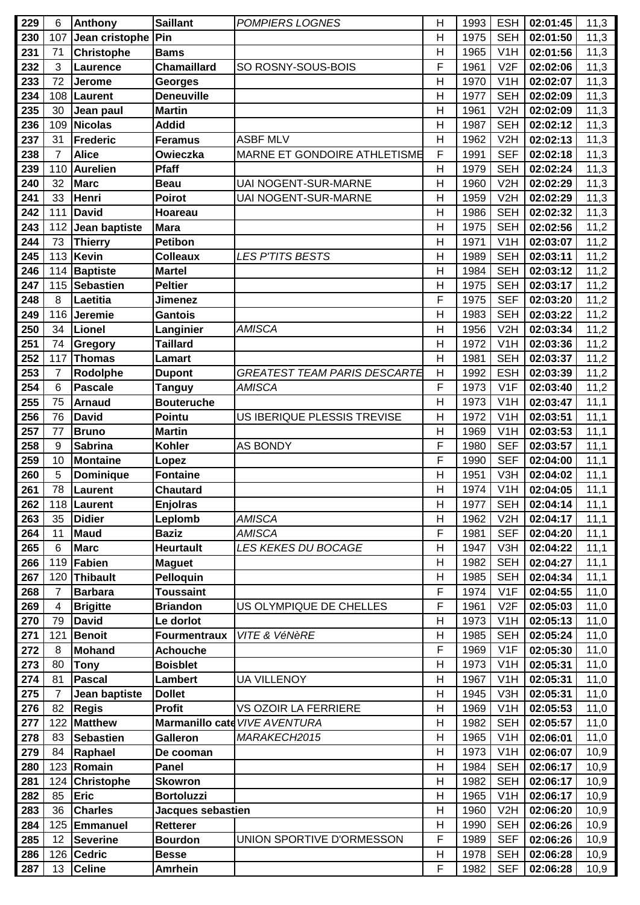| | | | | | | | | | |
|---|---|---|---|---|---|---|---|---|---|
| 229 | 6 | **Anthony** | **Saillant** | *POMPIERS LOGNES* | H | 1993 | ESH | **02:01:45** | 11,3 |
| 230 | 107 | **Jean cristophe** | **Pin** | | H | 1975 | SEH | **02:01:50** | 11,3 |
| 231 | 71 | **Christophe** | **Bams** | | H | 1965 | V1H | **02:01:56** | 11,3 |
| 232 | 3 | **Laurence** | **Chamaillard** | SO ROSNY-SOUS-BOIS | F | 1961 | V2F | **02:02:06** | 11,3 |
| 233 | 72 | **Jerome** | **Georges** | | H | 1970 | V1H | **02:02:07** | 11,3 |
| 234 | 108 | **Laurent** | **Deneuville** | | H | 1977 | SEH | **02:02:09** | 11,3 |
| 235 | 30 | **Jean paul** | **Martin** | | H | 1961 | V2H | **02:02:09** | 11,3 |
| 236 | 109 | **Nicolas** | **Addid** | | H | 1987 | SEH | **02:02:12** | 11,3 |
| 237 | 31 | **Frederic** | **Feramus** | ASBF MLV | H | 1962 | V2H | **02:02:13** | 11,3 |
| 238 | 7 | **Alice** | **Owieczka** | MARNE ET GONDOIRE ATHLETISME | F | 1991 | SEF | **02:02:18** | 11,3 |
| 239 | 110 | **Aurelien** | **Pfaff** | | H | 1979 | SEH | **02:02:24** | 11,3 |
| 240 | 32 | **Marc** | **Beau** | UAI NOGENT-SUR-MARNE | H | 1960 | V2H | **02:02:29** | 11,3 |
| 241 | 33 | **Henri** | **Poirot** | UAI NOGENT-SUR-MARNE | H | 1959 | V2H | **02:02:29** | 11,3 |
| 242 | 111 | **David** | **Hoareau** | | H | 1986 | SEH | **02:02:32** | 11,3 |
| 243 | 112 | **Jean baptiste** | **Mara** | | H | 1975 | SEH | **02:02:56** | 11,2 |
| 244 | 73 | **Thierry** | **Petibon** | | H | 1971 | V1H | **02:03:07** | 11,2 |
| 245 | 113 | **Kevin** | **Colleaux** | *LES P'TITS BESTS* | H | 1989 | SEH | **02:03:11** | 11,2 |
| 246 | 114 | **Baptiste** | **Martel** | | H | 1984 | SEH | **02:03:12** | 11,2 |
| 247 | 115 | **Sebastien** | **Peltier** | | H | 1975 | SEH | **02:03:17** | 11,2 |
| 248 | 8 | **Laetitia** | **Jimenez** | | F | 1975 | SEF | **02:03:20** | 11,2 |
| 249 | 116 | **Jeremie** | **Gantois** | | H | 1983 | SEH | **02:03:22** | 11,2 |
| 250 | 34 | **Lionel** | **Langinier** | *AMISCA* | H | 1956 | V2H | **02:03:34** | 11,2 |
| 251 | 74 | **Gregory** | **Taillard** | | H | 1972 | V1H | **02:03:36** | 11,2 |
| 252 | 117 | **Thomas** | **Lamart** | | H | 1981 | SEH | **02:03:37** | 11,2 |
| 253 | 7 | **Rodolphe** | **Dupont** | *GREATEST TEAM PARIS DESCARTE* | H | 1992 | ESH | **02:03:39** | 11,2 |
| 254 | 6 | **Pascale** | **Tanguy** | *AMISCA* | F | 1973 | V1F | **02:03:40** | 11,2 |
| 255 | 75 | **Arnaud** | **Bouteruche** | | H | 1973 | V1H | **02:03:47** | 11,1 |
| 256 | 76 | **David** | **Pointu** | US IBERIQUE PLESSIS TREVISE | H | 1972 | V1H | **02:03:51** | 11,1 |
| 257 | 77 | **Bruno** | **Martin** | | H | 1969 | V1H | **02:03:53** | 11,1 |
| 258 | 9 | **Sabrina** | **Kohler** | AS BONDY | F | 1980 | SEF | **02:03:57** | 11,1 |
| 259 | 10 | **Montaine** | **Lopez** | | F | 1990 | SEF | **02:04:00** | 11,1 |
| 260 | 5 | **Dominique** | **Fontaine** | | H | 1951 | V3H | **02:04:02** | 11,1 |
| 261 | 78 | **Laurent** | **Chautard** | | H | 1974 | V1H | **02:04:05** | 11,1 |
| 262 | 118 | **Laurent** | **Enjolras** | | H | 1977 | SEH | **02:04:14** | 11,1 |
| 263 | 35 | **Didier** | **Leplomb** | *AMISCA* | H | 1962 | V2H | **02:04:17** | 11,1 |
| 264 | 11 | **Maud** | **Baziz** | *AMISCA* | F | 1981 | SEF | **02:04:20** | 11,1 |
| 265 | 6 | **Marc** | **Heurtault** | *LES KEKES DU BOCAGE* | H | 1947 | V3H | **02:04:22** | 11,1 |
| 266 | 119 | **Fabien** | **Maguet** | | H | 1982 | SEH | **02:04:27** | 11,1 |
| 267 | 120 | **Thibault** | **Pelloquin** | | H | 1985 | SEH | **02:04:34** | 11,1 |
| 268 | 7 | **Barbara** | **Toussaint** | | F | 1974 | V1F | **02:04:55** | 11,0 |
| 269 | 4 | **Brigitte** | **Briandon** | US OLYMPIQUE DE CHELLES | F | 1961 | V2F | **02:05:03** | 11,0 |
| 270 | 79 | **David** | **Le dorlot** | | H | 1973 | V1H | **02:05:13** | 11,0 |
| 271 | 121 | **Benoit** | **Fourmentraux** | *VITE & VéNèRE* | H | 1985 | SEH | **02:05:24** | 11,0 |
| 272 | 8 | **Mohand** | **Achouche** | | F | 1969 | V1F | **02:05:30** | 11,0 |
| 273 | 80 | **Tony** | **Boisblet** | | H | 1973 | V1H | **02:05:31** | 11,0 |
| 274 | 81 | **Pascal** | **Lambert** | UA VILLENOY | H | 1967 | V1H | **02:05:31** | 11,0 |
| 275 | 7 | **Jean baptiste** | **Dollet** | | H | 1945 | V3H | **02:05:31** | 11,0 |
| 276 | 82 | **Regis** | **Profit** | VS OZOIR LA FERRIERE | H | 1969 | V1H | **02:05:53** | 11,0 |
| 277 | 122 | **Matthew** | **Marmanillo cate** | *VIVE AVENTURA* | H | 1982 | SEH | **02:05:57** | 11,0 |
| 278 | 83 | **Sebastien** | **Galleron** | *MARAKECH2015* | H | 1965 | V1H | **02:06:01** | 11,0 |
| 279 | 84 | **Raphael** | **De cooman** | | H | 1973 | V1H | **02:06:07** | 10,9 |
| 280 | 123 | **Romain** | **Panel** | | H | 1984 | SEH | **02:06:17** | 10,9 |
| 281 | 124 | **Christophe** | **Skowron** | | H | 1982 | SEH | **02:06:17** | 10,9 |
| 282 | 85 | **Eric** | **Bortoluzzi** | | H | 1965 | V1H | **02:06:17** | 10,9 |
| 283 | 36 | **Charles** | **Jacques sebastien** | | H | 1960 | V2H | **02:06:20** | 10,9 |
| 284 | 125 | **Emmanuel** | **Retterer** | | H | 1990 | SEH | **02:06:26** | 10,9 |
| 285 | 12 | **Severine** | **Bourdon** | UNION SPORTIVE D'ORMESSON | F | 1989 | SEF | **02:06:26** | 10,9 |
| 286 | 126 | **Cedric** | **Besse** | | H | 1978 | SEH | **02:06:28** | 10,9 |
| 287 | 13 | **Celine** | **Amrhein** | | F | 1982 | SEF | **02:06:28** | 10,9 |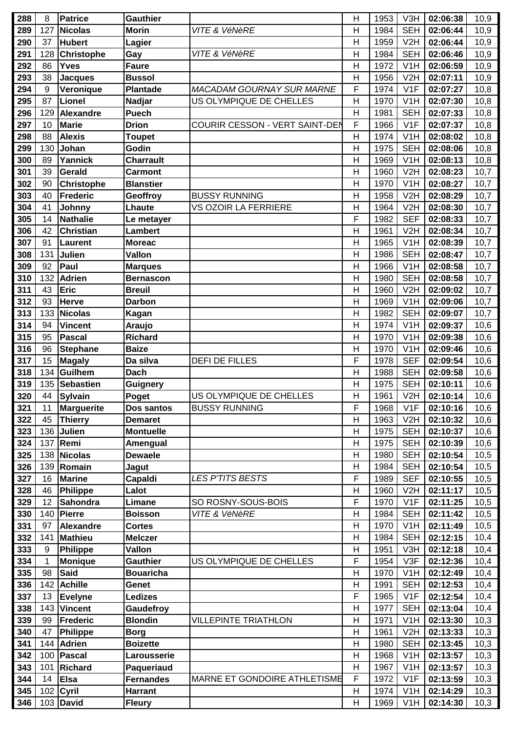| 288 | 8 | Patrice | Gauthier | | H | 1953 | V3H | 02:06:38 | 10,9 |
|---|---|---|---|---|---|---|---|---|---|
| 289 | 127 | Nicolas | Morin | *VITE & VéNèRE* | H | 1984 | SEH | 02:06:44 | 10,9 |
| 290 | 37 | Hubert | Lagier | | H | 1959 | V2H | 02:06:44 | 10,9 |
| 291 | 128 | Christophe | Gay | *VITE & VéNèRE* | H | 1984 | SEH | 02:06:46 | 10,9 |
| 292 | 86 | Yves | Faure | | H | 1972 | V1H | 02:06:59 | 10,9 |
| 293 | 38 | Jacques | Bussol | | H | 1956 | V2H | 02:07:11 | 10,9 |
| 294 | 9 | Veronique | Plantade | *MACADAM GOURNAY SUR MARNE* | F | 1974 | V1F | 02:07:27 | 10,8 |
| 295 | 87 | Lionel | Nadjar | US OLYMPIQUE DE CHELLES | H | 1970 | V1H | 02:07:30 | 10,8 |
| 296 | 129 | Alexandre | Puech | | H | 1981 | SEH | 02:07:33 | 10,8 |
| 297 | 10 | Marie | Drion | COURIR CESSON - VERT SAINT-DEN | F | 1966 | V1F | 02:07:37 | 10,8 |
| 298 | 88 | Alexis | Toupet | | H | 1974 | V1H | 02:08:02 | 10,8 |
| 299 | 130 | Johan | Godin | | H | 1975 | SEH | 02:08:06 | 10,8 |
| 300 | 89 | Yannick | Charrault | | H | 1969 | V1H | 02:08:13 | 10,8 |
| 301 | 39 | Gerald | Carmont | | H | 1960 | V2H | 02:08:23 | 10,7 |
| 302 | 90 | Christophe | Blanstier | | H | 1970 | V1H | 02:08:27 | 10,7 |
| 303 | 40 | Frederic | Geoffroy | BUSSY RUNNING | H | 1958 | V2H | 02:08:29 | 10,7 |
| 304 | 41 | Johnny | Lhaute | VS OZOIR LA FERRIERE | H | 1964 | V2H | 02:08:30 | 10,7 |
| 305 | 14 | Nathalie | Le metayer | | F | 1982 | SEF | 02:08:33 | 10,7 |
| 306 | 42 | Christian | Lambert | | H | 1961 | V2H | 02:08:34 | 10,7 |
| 307 | 91 | Laurent | Moreac | | H | 1965 | V1H | 02:08:39 | 10,7 |
| 308 | 131 | Julien | Vallon | | H | 1986 | SEH | 02:08:47 | 10,7 |
| 309 | 92 | Paul | Marques | | H | 1966 | V1H | 02:08:58 | 10,7 |
| 310 | 132 | Adrien | Bernascon | | H | 1980 | SEH | 02:08:58 | 10,7 |
| 311 | 43 | Eric | Breuil | | H | 1960 | V2H | 02:09:02 | 10,7 |
| 312 | 93 | Herve | Darbon | | H | 1969 | V1H | 02:09:06 | 10,7 |
| 313 | 133 | Nicolas | Kagan | | H | 1982 | SEH | 02:09:07 | 10,7 |
| 314 | 94 | Vincent | Araujo | | H | 1974 | V1H | 02:09:37 | 10,6 |
| 315 | 95 | Pascal | Richard | | H | 1970 | V1H | 02:09:38 | 10,6 |
| 316 | 96 | Stephane | Baize | | H | 1970 | V1H | 02:09:46 | 10,6 |
| 317 | 15 | Magaly | Da silva | DEFI DE FILLES | F | 1978 | SEF | 02:09:54 | 10,6 |
| 318 | 134 | Guilhem | Dach | | H | 1988 | SEH | 02:09:58 | 10,6 |
| 319 | 135 | Sebastien | Guignery | | H | 1975 | SEH | 02:10:11 | 10,6 |
| 320 | 44 | Sylvain | Poget | US OLYMPIQUE DE CHELLES | H | 1961 | V2H | 02:10:14 | 10,6 |
| 321 | 11 | Marguerite | Dos santos | BUSSY RUNNING | F | 1968 | V1F | 02:10:16 | 10,6 |
| 322 | 45 | Thierry | Demaret | | H | 1963 | V2H | 02:10:32 | 10,6 |
| 323 | 136 | Julien | Montuelle | | H | 1975 | SEH | 02:10:37 | 10,6 |
| 324 | 137 | Remi | Amengual | | H | 1975 | SEH | 02:10:39 | 10,6 |
| 325 | 138 | Nicolas | Dewaele | | H | 1980 | SEH | 02:10:54 | 10,5 |
| 326 | 139 | Romain | Jagut | | H | 1984 | SEH | 02:10:54 | 10,5 |
| 327 | 16 | Marine | Capaldi | *LES P'TITS BESTS* | F | 1989 | SEF | 02:10:55 | 10,5 |
| 328 | 46 | Philippe | Lalot | | H | 1960 | V2H | 02:11:17 | 10,5 |
| 329 | 12 | Sahondra | Limane | SO ROSNY-SOUS-BOIS | F | 1970 | V1F | 02:11:25 | 10,5 |
| 330 | 140 | Pierre | Boisson | *VITE & VéNèRE* | H | 1984 | SEH | 02:11:42 | 10,5 |
| 331 | 97 | Alexandre | Cortes | | H | 1970 | V1H | 02:11:49 | 10,5 |
| 332 | 141 | Mathieu | Melczer | | H | 1984 | SEH | 02:12:15 | 10,4 |
| 333 | 9 | Philippe | Vallon | | H | 1951 | V3H | 02:12:18 | 10,4 |
| 334 | 1 | Monique | Gauthier | US OLYMPIQUE DE CHELLES | F | 1954 | V3F | 02:12:36 | 10,4 |
| 335 | 98 | Said | Bouaricha | | H | 1970 | V1H | 02:12:49 | 10,4 |
| 336 | 142 | Achille | Genet | | H | 1991 | SEH | 02:12:53 | 10,4 |
| 337 | 13 | Evelyne | Ledizes | | F | 1965 | V1F | 02:12:54 | 10,4 |
| 338 | 143 | Vincent | Gaudefroy | | H | 1977 | SEH | 02:13:04 | 10,4 |
| 339 | 99 | Frederic | Blondin | VILLEPINTE TRIATHLON | H | 1971 | V1H | 02:13:30 | 10,3 |
| 340 | 47 | Philippe | Borg | | H | 1961 | V2H | 02:13:33 | 10,3 |
| 341 | 144 | Adrien | Boizette | | H | 1980 | SEH | 02:13:45 | 10,3 |
| 342 | 100 | Pascal | Larousserie | | H | 1968 | V1H | 02:13:57 | 10,3 |
| 343 | 101 | Richard | Paqueriaud | | H | 1967 | V1H | 02:13:57 | 10,3 |
| 344 | 14 | Elsa | Fernandes | MARNE ET GONDOIRE ATHLETISME | F | 1972 | V1F | 02:13:59 | 10,3 |
| 345 | 102 | Cyril | Harrant | | H | 1974 | V1H | 02:14:29 | 10,3 |
| 346 | 103 | David | Fleury | | H | 1969 | V1H | 02:14:30 | 10,3 |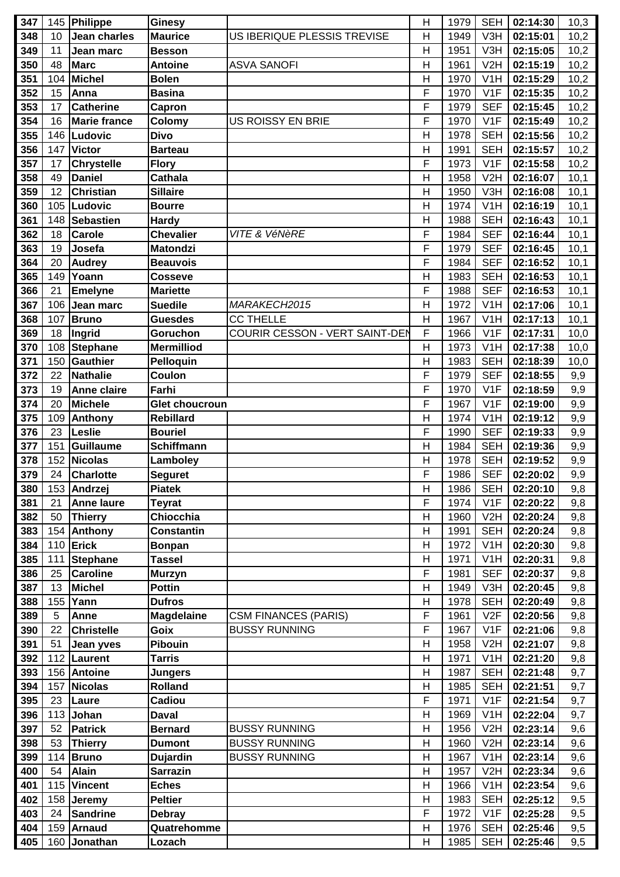| 347 | 145 | Philippe | Ginesy | | H | 1979 | SEH | 02:14:30 | 10,3 |
|---|---|---|---|---|---|---|---|---|---|
| 348 | 10 | Jean charles | Maurice | US IBERIQUE PLESSIS TREVISE | H | 1949 | V3H | 02:15:01 | 10,2 |
| 349 | 11 | Jean marc | Besson | | H | 1951 | V3H | 02:15:05 | 10,2 |
| 350 | 48 | Marc | Antoine | ASVA SANOFI | H | 1961 | V2H | 02:15:19 | 10,2 |
| 351 | 104 | Michel | Bolen | | H | 1970 | V1H | 02:15:29 | 10,2 |
| 352 | 15 | Anna | Basina | | F | 1970 | V1F | 02:15:35 | 10,2 |
| 353 | 17 | Catherine | Capron | | F | 1979 | SEF | 02:15:45 | 10,2 |
| 354 | 16 | Marie france | Colomy | US ROISSY EN BRIE | F | 1970 | V1F | 02:15:49 | 10,2 |
| 355 | 146 | Ludovic | Divo | | H | 1978 | SEH | 02:15:56 | 10,2 |
| 356 | 147 | Victor | Barteau | | H | 1991 | SEH | 02:15:57 | 10,2 |
| 357 | 17 | Chrystelle | Flory | | F | 1973 | V1F | 02:15:58 | 10,2 |
| 358 | 49 | Daniel | Cathala | | H | 1958 | V2H | 02:16:07 | 10,1 |
| 359 | 12 | Christian | Sillaire | | H | 1950 | V3H | 02:16:08 | 10,1 |
| 360 | 105 | Ludovic | Bourre | | H | 1974 | V1H | 02:16:19 | 10,1 |
| 361 | 148 | Sebastien | Hardy | | H | 1988 | SEH | 02:16:43 | 10,1 |
| 362 | 18 | Carole | Chevalier | *VITE & VéNèRE* | F | 1984 | SEF | 02:16:44 | 10,1 |
| 363 | 19 | Josefa | Matondzi | | F | 1979 | SEF | 02:16:45 | 10,1 |
| 364 | 20 | Audrey | Beauvois | | F | 1984 | SEF | 02:16:52 | 10,1 |
| 365 | 149 | Yoann | Cosseve | | H | 1983 | SEH | 02:16:53 | 10,1 |
| 366 | 21 | Emelyne | Mariette | | F | 1988 | SEF | 02:16:53 | 10,1 |
| 367 | 106 | Jean marc | Suedile | *MARAKECH2015* | H | 1972 | V1H | 02:17:06 | 10,1 |
| 368 | 107 | Bruno | Guesdes | CC THELLE | H | 1967 | V1H | 02:17:13 | 10,1 |
| 369 | 18 | Ingrid | Goruchon | COURIR CESSON - VERT SAINT-DEN | F | 1966 | V1F | 02:17:31 | 10,0 |
| 370 | 108 | Stephane | Mermilliod | | H | 1973 | V1H | 02:17:38 | 10,0 |
| 371 | 150 | Gauthier | Pelloquin | | H | 1983 | SEH | 02:18:39 | 10,0 |
| 372 | 22 | Nathalie | Coulon | | F | 1979 | SEF | 02:18:55 | 9,9 |
| 373 | 19 | Anne claire | Farhi | | F | 1970 | V1F | 02:18:59 | 9,9 |
| 374 | 20 | Michele | Glet choucroun | | F | 1967 | V1F | 02:19:00 | 9,9 |
| 375 | 109 | Anthony | Rebillard | | H | 1974 | V1H | 02:19:12 | 9,9 |
| 376 | 23 | Leslie | Bouriel | | F | 1990 | SEF | 02:19:33 | 9,9 |
| 377 | 151 | Guillaume | Schiffmann | | H | 1984 | SEH | 02:19:36 | 9,9 |
| 378 | 152 | Nicolas | Lamboley | | H | 1978 | SEH | 02:19:52 | 9,9 |
| 379 | 24 | Charlotte | Seguret | | F | 1986 | SEF | 02:20:02 | 9,9 |
| 380 | 153 | Andrzej | Piatek | | H | 1986 | SEH | 02:20:10 | 9,8 |
| 381 | 21 | Anne laure | Teyrat | | F | 1974 | V1F | 02:20:22 | 9,8 |
| 382 | 50 | Thierry | Chiocchia | | H | 1960 | V2H | 02:20:24 | 9,8 |
| 383 | 154 | Anthony | Constantin | | H | 1991 | SEH | 02:20:24 | 9,8 |
| 384 | 110 | Erick | Bonpan | | H | 1972 | V1H | 02:20:30 | 9,8 |
| 385 | 111 | Stephane | Tassel | | H | 1971 | V1H | 02:20:31 | 9,8 |
| 386 | 25 | Caroline | Murzyn | | F | 1981 | SEF | 02:20:37 | 9,8 |
| 387 | 13 | Michel | Pottin | | H | 1949 | V3H | 02:20:45 | 9,8 |
| 388 | 155 | Yann | Dufros | | H | 1978 | SEH | 02:20:49 | 9,8 |
| 389 | 5 | Anne | Magdelaine | CSM FINANCES (PARIS) | F | 1961 | V2F | 02:20:56 | 9,8 |
| 390 | 22 | Christelle | Goix | BUSSY RUNNING | F | 1967 | V1F | 02:21:06 | 9,8 |
| 391 | 51 | Jean yves | Pibouin | | H | 1958 | V2H | 02:21:07 | 9,8 |
| 392 | 112 | Laurent | Tarris | | H | 1971 | V1H | 02:21:20 | 9,8 |
| 393 | 156 | Antoine | Jungers | | H | 1987 | SEH | 02:21:48 | 9,7 |
| 394 | 157 | Nicolas | Rolland | | H | 1985 | SEH | 02:21:51 | 9,7 |
| 395 | 23 | Laure | Cadiou | | F | 1971 | V1F | 02:21:54 | 9,7 |
| 396 | 113 | Johan | Daval | | H | 1969 | V1H | 02:22:04 | 9,7 |
| 397 | 52 | Patrick | Bernard | BUSSY RUNNING | H | 1956 | V2H | 02:23:14 | 9,6 |
| 398 | 53 | Thierry | Dumont | BUSSY RUNNING | H | 1960 | V2H | 02:23:14 | 9,6 |
| 399 | 114 | Bruno | Dujardin | BUSSY RUNNING | H | 1967 | V1H | 02:23:14 | 9,6 |
| 400 | 54 | Alain | Sarrazin | | H | 1957 | V2H | 02:23:34 | 9,6 |
| 401 | 115 | Vincent | Eches | | H | 1966 | V1H | 02:23:54 | 9,6 |
| 402 | 158 | Jeremy | Peltier | | H | 1983 | SEH | 02:25:12 | 9,5 |
| 403 | 24 | Sandrine | Debray | | F | 1972 | V1F | 02:25:28 | 9,5 |
| 404 | 159 | Arnaud | Quatrehomme | | H | 1976 | SEH | 02:25:46 | 9,5 |
| 405 | 160 | Jonathan | Lozach | | H | 1985 | SEH | 02:25:46 | 9,5 |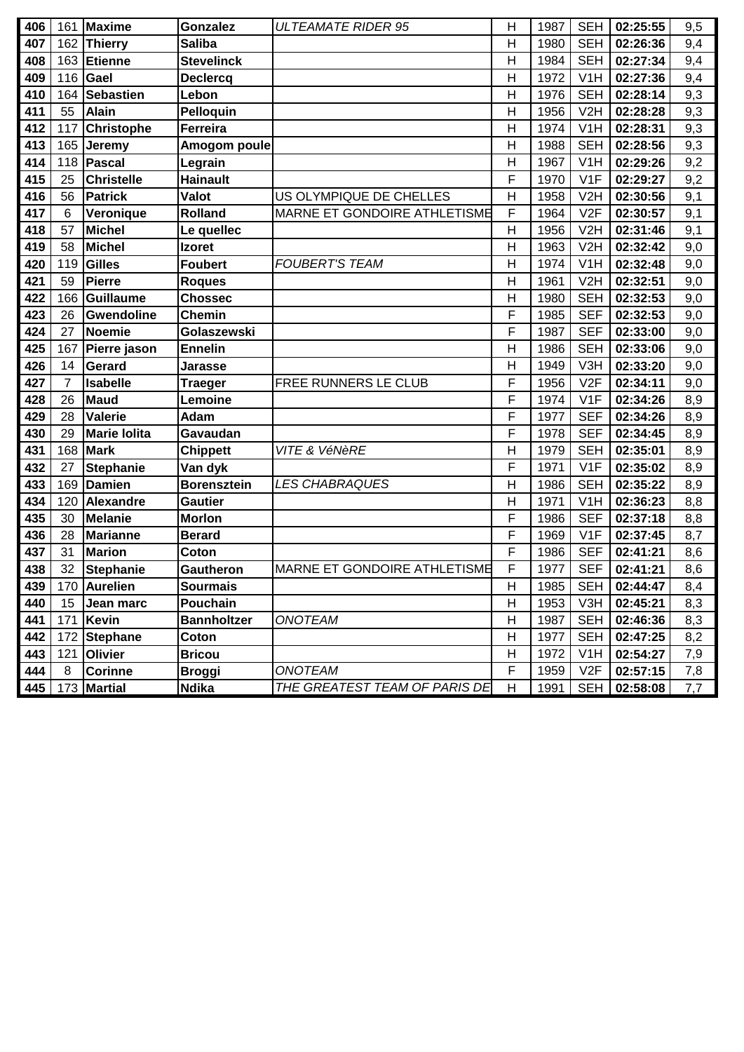| | | | | | | | | | |
|---|---|---|---|---|---|---|---|---|---|
| 406 | 161 | **Maxime** | **Gonzalez** | *ULTEAMATE RIDER 95* | H | 1987 | SEH | **02:25:55** | 9,5 |
| 407 | 162 | **Thierry** | **Saliba** | | H | 1980 | SEH | **02:26:36** | 9,4 |
| 408 | 163 | **Etienne** | **Stevelinck** | | H | 1984 | SEH | **02:27:34** | 9,4 |
| 409 | 116 | **Gael** | **Declercq** | | H | 1972 | V1H | **02:27:36** | 9,4 |
| 410 | 164 | **Sebastien** | **Lebon** | | H | 1976 | SEH | **02:28:14** | 9,3 |
| 411 | 55 | **Alain** | **Pelloquin** | | H | 1956 | V2H | **02:28:28** | 9,3 |
| 412 | 117 | **Christophe** | **Ferreira** | | H | 1974 | V1H | **02:28:31** | 9,3 |
| 413 | 165 | **Jeremy** | **Amogom poule** | | H | 1988 | SEH | **02:28:56** | 9,3 |
| 414 | 118 | **Pascal** | **Legrain** | | H | 1967 | V1H | **02:29:26** | 9,2 |
| 415 | 25 | **Christelle** | **Hainault** | | F | 1970 | V1F | **02:29:27** | 9,2 |
| 416 | 56 | **Patrick** | **Valot** | US OLYMPIQUE DE CHELLES | H | 1958 | V2H | **02:30:56** | 9,1 |
| 417 | 6 | **Veronique** | **Rolland** | MARNE ET GONDOIRE ATHLETISME | F | 1964 | V2F | **02:30:57** | 9,1 |
| 418 | 57 | **Michel** | **Le quellec** | | H | 1956 | V2H | **02:31:46** | 9,1 |
| 419 | 58 | **Michel** | **Izoret** | | H | 1963 | V2H | **02:32:42** | 9,0 |
| 420 | 119 | **Gilles** | **Foubert** | *FOUBERT'S TEAM* | H | 1974 | V1H | **02:32:48** | 9,0 |
| 421 | 59 | **Pierre** | **Roques** | | H | 1961 | V2H | **02:32:51** | 9,0 |
| 422 | 166 | **Guillaume** | **Chossec** | | H | 1980 | SEH | **02:32:53** | 9,0 |
| 423 | 26 | **Gwendoline** | **Chemin** | | F | 1985 | SEF | **02:32:53** | 9,0 |
| 424 | 27 | **Noemie** | **Golaszewski** | | F | 1987 | SEF | **02:33:00** | 9,0 |
| 425 | 167 | **Pierre jason** | **Ennelin** | | H | 1986 | SEH | **02:33:06** | 9,0 |
| 426 | 14 | **Gerard** | **Jarasse** | | H | 1949 | V3H | **02:33:20** | 9,0 |
| 427 | 7 | **Isabelle** | **Traeger** | FREE RUNNERS LE CLUB | F | 1956 | V2F | **02:34:11** | 9,0 |
| 428 | 26 | **Maud** | **Lemoine** | | F | 1974 | V1F | **02:34:26** | 8,9 |
| 429 | 28 | **Valerie** | **Adam** | | F | 1977 | SEF | **02:34:26** | 8,9 |
| 430 | 29 | **Marie lolita** | **Gavaudan** | | F | 1978 | SEF | **02:34:45** | 8,9 |
| 431 | 168 | **Mark** | **Chippett** | *VITE & VéNèRE* | H | 1979 | SEH | **02:35:01** | 8,9 |
| 432 | 27 | **Stephanie** | **Van dyk** | | F | 1971 | V1F | **02:35:02** | 8,9 |
| 433 | 169 | **Damien** | **Borensztein** | *LES CHABRAQUES* | H | 1986 | SEH | **02:35:22** | 8,9 |
| 434 | 120 | **Alexandre** | **Gautier** | | H | 1971 | V1H | **02:36:23** | 8,8 |
| 435 | 30 | **Melanie** | **Morlon** | | F | 1986 | SEF | **02:37:18** | 8,8 |
| 436 | 28 | **Marianne** | **Berard** | | F | 1969 | V1F | **02:37:45** | 8,7 |
| 437 | 31 | **Marion** | **Coton** | | F | 1986 | SEF | **02:41:21** | 8,6 |
| 438 | 32 | **Stephanie** | **Gautheron** | MARNE ET GONDOIRE ATHLETISME | F | 1977 | SEF | **02:41:21** | 8,6 |
| 439 | 170 | **Aurelien** | **Sourmais** | | H | 1985 | SEH | **02:44:47** | 8,4 |
| 440 | 15 | **Jean marc** | **Pouchain** | | H | 1953 | V3H | **02:45:21** | 8,3 |
| 441 | 171 | **Kevin** | **Bannholtzer** | *ONOTEAM* | H | 1987 | SEH | **02:46:36** | 8,3 |
| 442 | 172 | **Stephane** | **Coton** | | H | 1977 | SEH | **02:47:25** | 8,2 |
| 443 | 121 | **Olivier** | **Bricou** | | H | 1972 | V1H | **02:54:27** | 7,9 |
| 444 | 8 | **Corinne** | **Broggi** | *ONOTEAM* | F | 1959 | V2F | **02:57:15** | 7,8 |
| 445 | 173 | **Martial** | **Ndika** | *THE GREATEST TEAM OF PARIS DE* | H | 1991 | SEH | **02:58:08** | 7,7 |